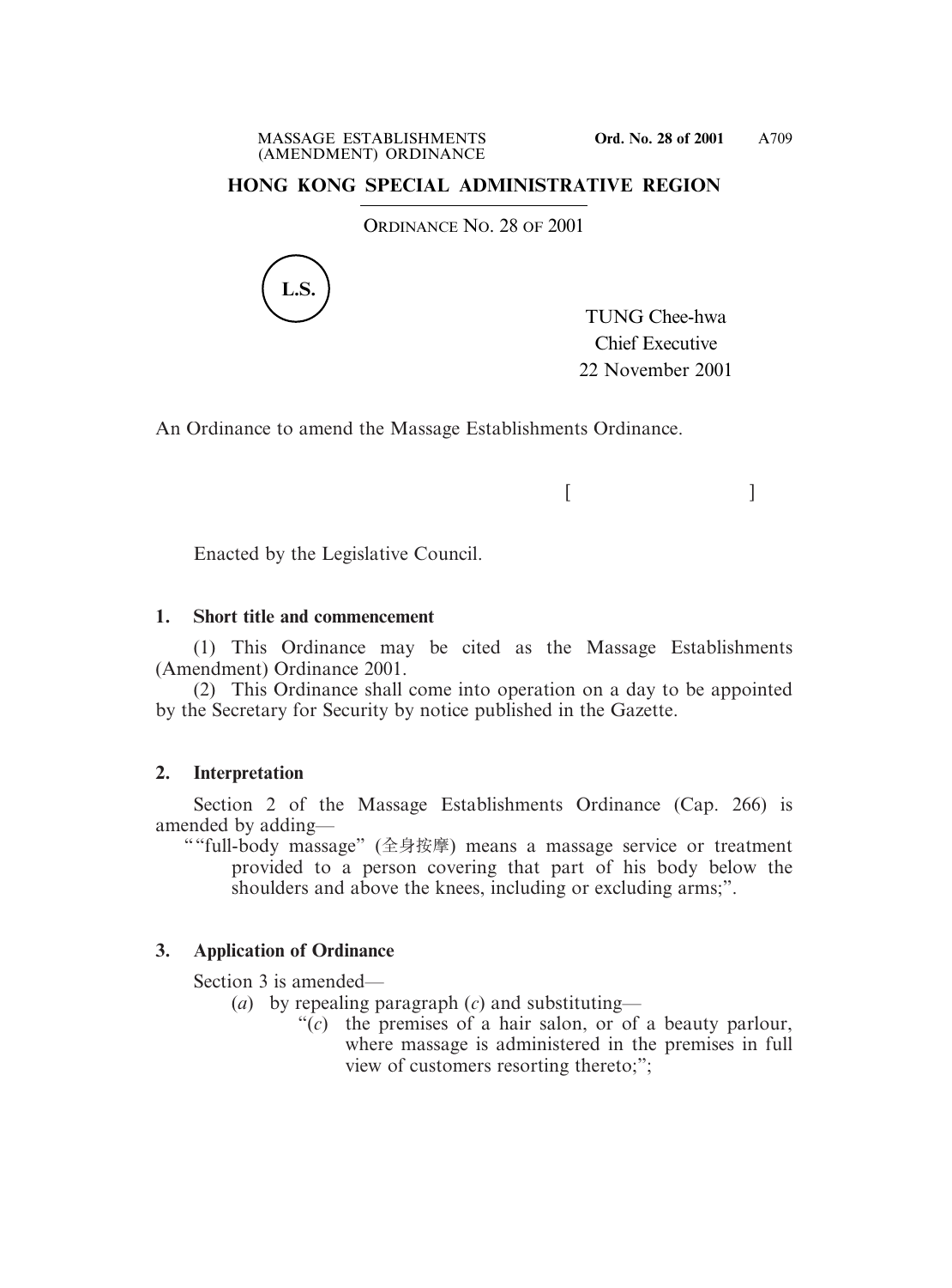## HONG KONG SPECIAL ADMINISTRATIVE REGION

ORDINANCE NO. 28 OF 2001

L.S.

TUNG Chee-hwa
Chief Executive
22 November 2001

An Ordinance to amend the Massage Establishments Ordinance.

[ ]

Enacted by the Legislative Council.

### 1. Short title and commencement

(1) This Ordinance may be cited as the Massage Establishments (Amendment) Ordinance 2001.

(2) This Ordinance shall come into operation on a day to be appointed by the Secretary for Security by notice published in the Gazette.

### 2. Interpretation

Section 2 of the Massage Establishments Ordinance (Cap. 266) is amended by adding—

""full-body massage" (全身按摩) means a massage service or treatment provided to a person covering that part of his body below the shoulders and above the knees, including or excluding arms;".

### 3. Application of Ordinance

Section 3 is amended—

(*a*) by repealing paragraph (*c*) and substituting—

"(*c*) the premises of a hair salon, or of a beauty parlour, where massage is administered in the premises in full view of customers resorting thereto;";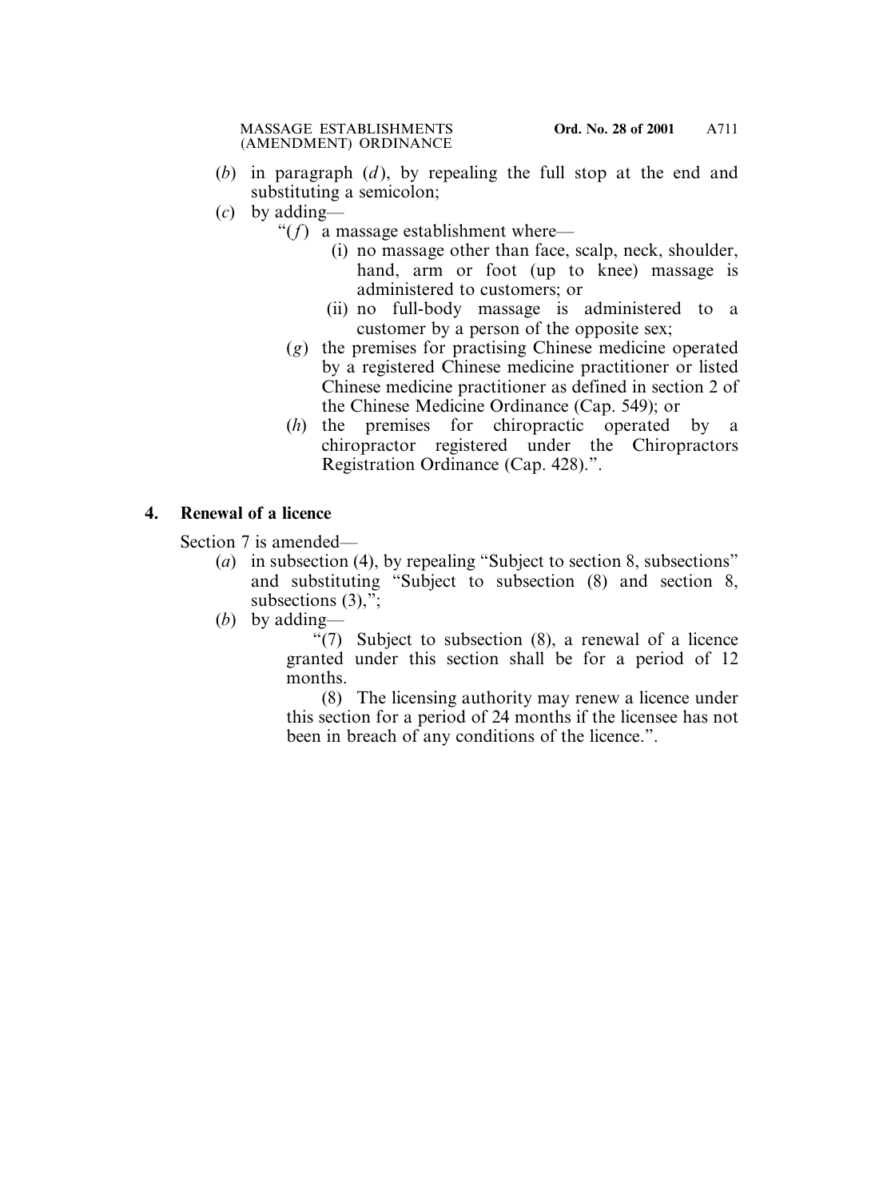(*b*) in paragraph (*d*), by repealing the full stop at the end and substituting a semicolon;

(*c*) by adding—

"(*f*) a massage establishment where—

(i) no massage other than face, scalp, neck, shoulder, hand, arm or foot (up to knee) massage is administered to customers; or

(ii) no full-body massage is administered to a customer by a person of the opposite sex;

(*g*) the premises for practising Chinese medicine operated by a registered Chinese medicine practitioner or listed Chinese medicine practitioner as defined in section 2 of the Chinese Medicine Ordinance (Cap. 549); or

(*h*) the premises for chiropractic operated by a chiropractor registered under the Chiropractors Registration Ordinance (Cap. 428).".

## 4. Renewal of a licence

Section 7 is amended—

(*a*) in subsection (4), by repealing "Subject to section 8, subsections" and substituting "Subject to subsection (8) and section 8, subsections (3),";

(*b*) by adding—

"(7) Subject to subsection (8), a renewal of a licence granted under this section shall be for a period of 12 months.

(8) The licensing authority may renew a licence under this section for a period of 24 months if the licensee has not been in breach of any conditions of the licence.".